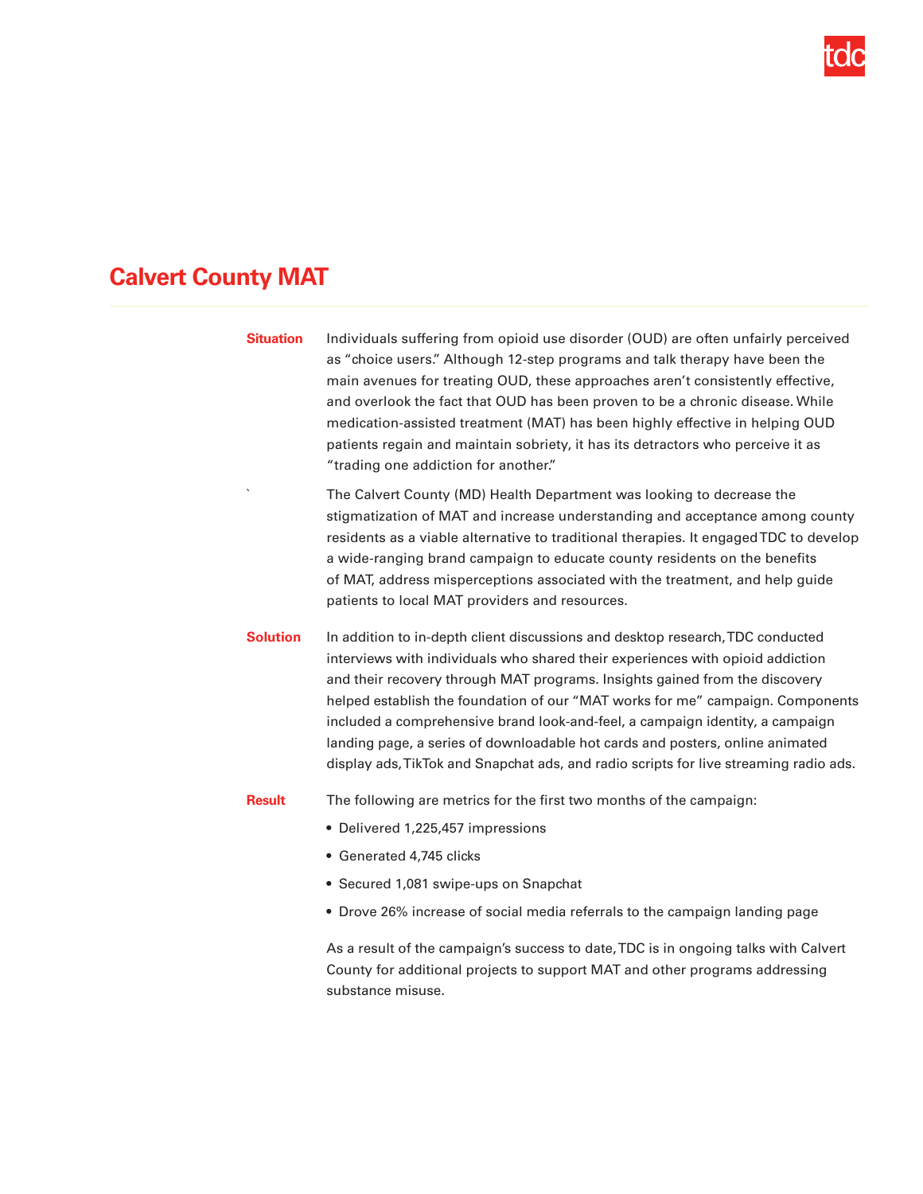# Calvert County MAT

**Situation**

Individuals suffering from opioid use disorder (OUD) are often unfairly perceived as "choice users." Although 12-step programs and talk therapy have been the main avenues for treating OUD, these approaches aren't consistently effective, and overlook the fact that OUD has been proven to be a chronic disease. While medication-assisted treatment (MAT) has been highly effective in helping OUD patients regain and maintain sobriety, it has its detractors who perceive it as "trading one addiction for another."

The Calvert County (MD) Health Department was looking to decrease the stigmatization of MAT and increase understanding and acceptance among county residents as a viable alternative to traditional therapies. It engaged TDC to develop a wide-ranging brand campaign to educate county residents on the benefits of MAT, address misperceptions associated with the treatment, and help guide patients to local MAT providers and resources.

**Solution**

In addition to in-depth client discussions and desktop research, TDC conducted interviews with individuals who shared their experiences with opioid addiction and their recovery through MAT programs. Insights gained from the discovery helped establish the foundation of our "MAT works for me" campaign. Components included a comprehensive brand look-and-feel, a campaign identity, a campaign landing page, a series of downloadable hot cards and posters, online animated display ads, TikTok and Snapchat ads, and radio scripts for live streaming radio ads.

**Result**

The following are metrics for the first two months of the campaign:

- Delivered 1,225,457 impressions
- Generated 4,745 clicks
- Secured 1,081 swipe-ups on Snapchat
- Drove 26% increase of social media referrals to the campaign landing page

As a result of the campaign's success to date, TDC is in ongoing talks with Calvert County for additional projects to support MAT and other programs addressing substance misuse.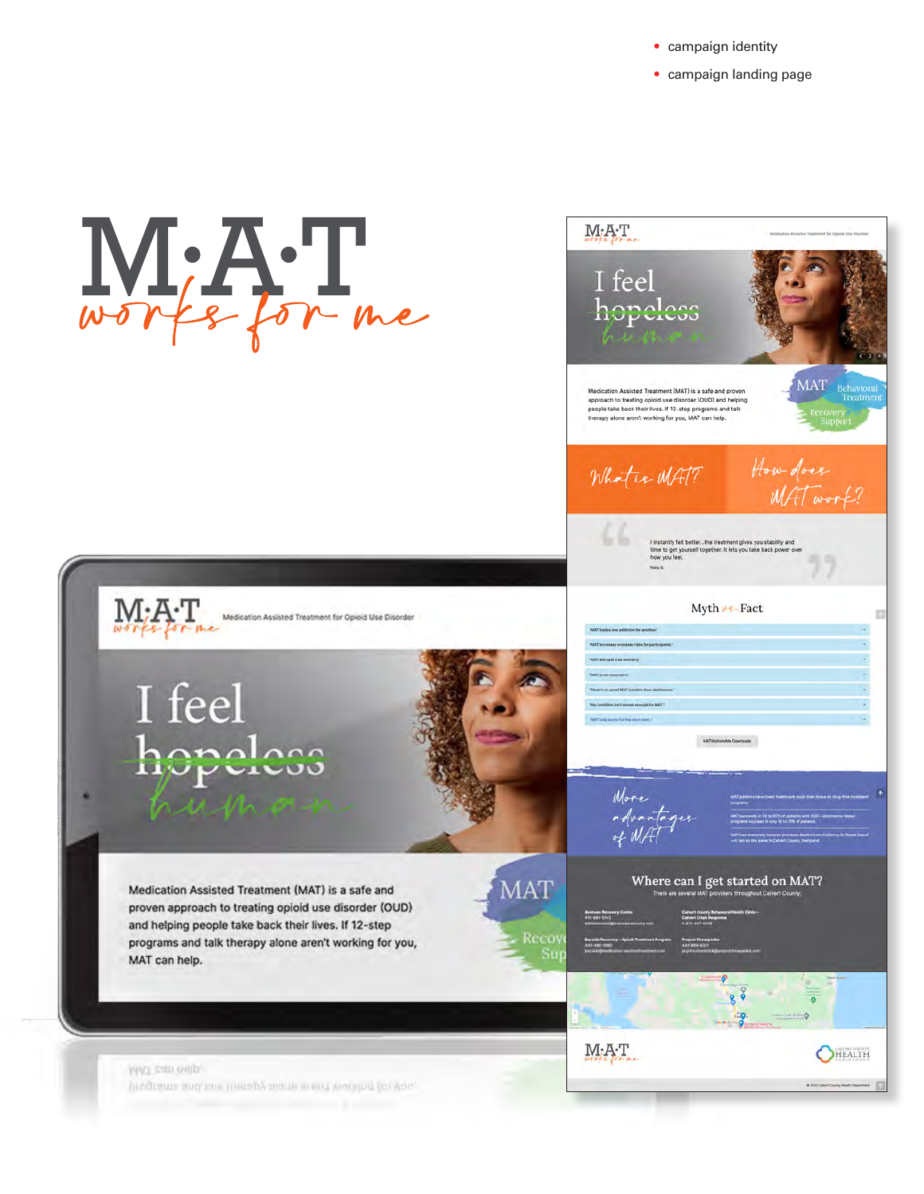- campaign identity
- campaign landing page

# M·A·T

*works for me*

M·A·T works for me — Medication Assisted Treatment for Opioid Use Disorder

## I feel ~~hopeless~~ *human*

Medication Assisted Treatment (MAT) is a safe and proven approach to treating opioid use disorder (OUD) and helping people take back their lives. If 12-step programs and talk therapy alone aren't working for you, MAT can help.

MAT · Behavioral Treatment · Recovery Support

*What is MAT?* · *How does MAT work?*

> I instantly felt better...the treatment gives you stability and time to get yourself together. It lets you take back power over how you feel.

## Myth vs Fact

- "MAT trades one addiction for another."
- "MAT increases overdose risks for participants."
- "MAT disrupts true recovery."
- "MAT is too expensive."
- "There's no proof MAT is better than abstinence."
- "My condition isn't severe enough for MAT."
- "MAT only works for the short term."

MATWorksforMe Downloads

## *More advantages of MAT*

## Where can I get started on MAT?

There are several MAT providers throughout Calvert County:

M·A·T works for me · Calvert County Health Department

© 2022 Calvert County Health Department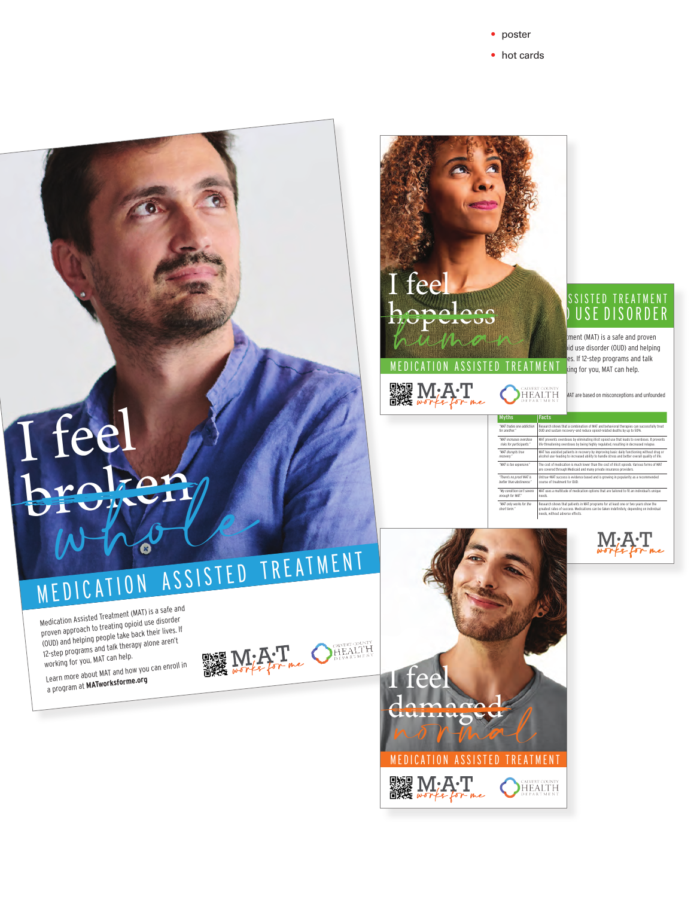- poster
- hot cards

I feel ~~broken~~ *whole*

MEDICATION ASSISTED TREATMENT

Medication Assisted Treatment (MAT) is a safe and proven approach to treating opioid use disorder (OUD) and helping people take back their lives. If 12-step programs and talk therapy alone aren't working for you, MAT can help.

Learn more about MAT and how you can enroll in a program at **MATworksforme.org**

M·A·T *works for me*

CALVERT COUNTY HEALTH DEPARTMENT

I feel ~~hopeless~~ *human*

MEDICATION ASSISTED TREATMENT

M·A·T *works for me*

CALVERT COUNTY HEALTH DEPARTMENT

...SSISTED TREATMENT
...USE DISORDER

...tment (MAT) is a safe and proven ...id use disorder (OUD) and helping ...es. If 12-step programs and talk ...king for you, MAT can help.

...MAT are based on misconceptions and unfounded

| Myths | Facts |
|---|---|
| "MAT trades one addiction for another." | Research shows that a combination of MAT and behavioral therapies can successfully treat OUD and sustain recovery—and reduce opioid-related deaths by up to 50%. |
| "MAT increases overdose risks for participants." | MAT prevents overdoses by eliminating illicit opioid use that leads to overdoses. It prevents life-threatening overdoses by being highly regulated, resulting in decreased relapse. |
| "MAT disrupts true recovery." | MAT has assisted patients in recovery by improving basic daily functioning without drug or alcohol use—leading to increased ability to handle stress and better overall quality of life. |
| "MAT is too expensive." | The cost of medication is much lower than the cost of illicit opioids. Various forms of MAT are covered through Medicaid and many private insurance providers. |
| "There's no proof MAT is better than abstinence." | Untrue—MAT success is evidence based and is growing in popularity as a recommended course of treatment for OUD. |
| "My condition isn't severe enough for MAT." | MAT uses a multitude of medication options that are tailored to fit an individual's unique needs. |
| "MAT only works for the short term." | Research shows that patients in MAT programs for at least one or two years show the greatest rates of success. Medications can be taken indefinitely, depending on individual needs, without adverse effects. |

M·A·T *works for me*

I feel ~~damaged~~ *normal*

MEDICATION ASSISTED TREATMENT

M·A·T *works for me*

CALVERT COUNTY HEALTH DEPARTMENT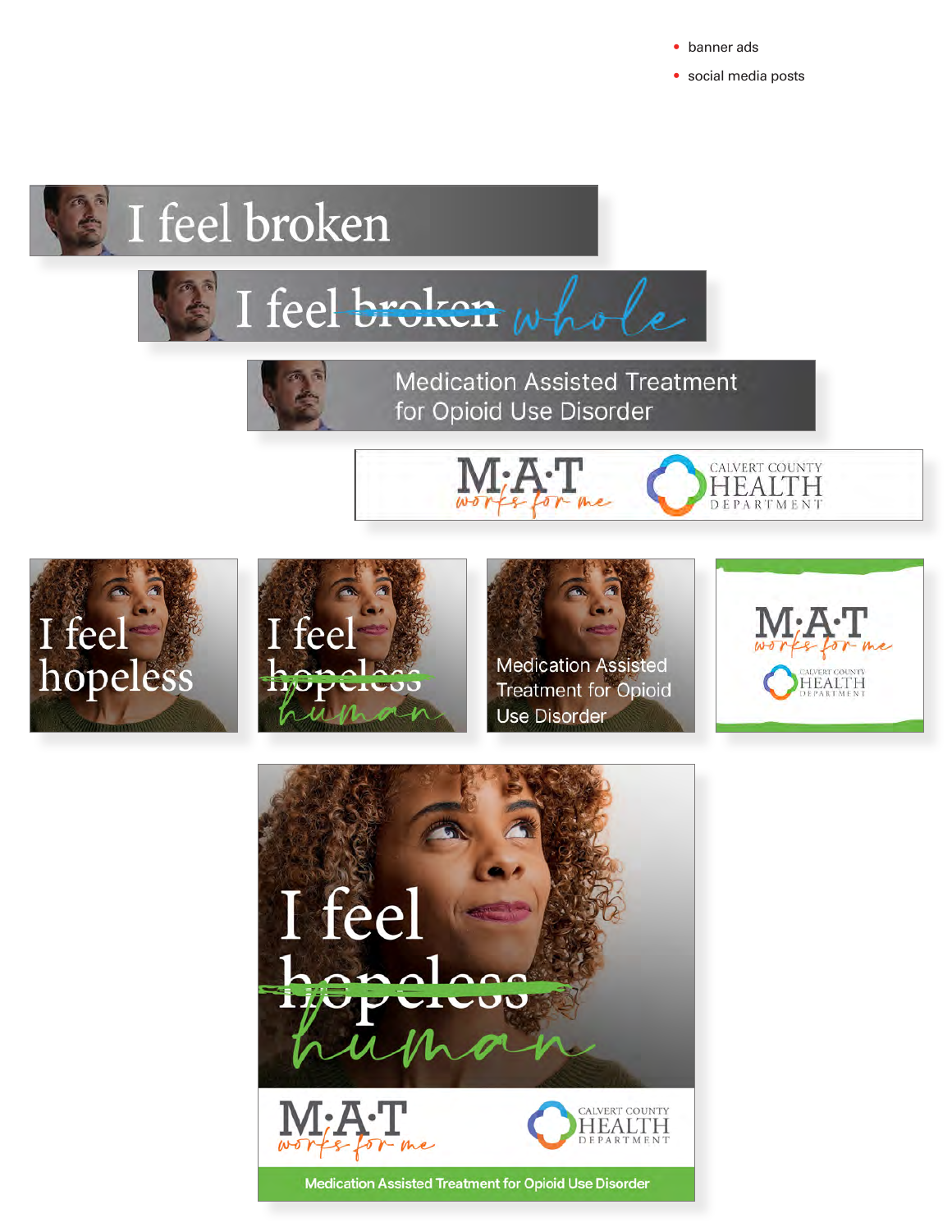- banner ads
- social media posts

I feel broken

I feel ~~broken~~ whole

Medication Assisted Treatment for Opioid Use Disorder

M·A·T works for me

CALVERT COUNTY HEALTH DEPARTMENT

I feel hopeless

I feel ~~hopeless~~ human

Medication Assisted Treatment for Opioid Use Disorder

M·A·T works for me

CALVERT COUNTY HEALTH DEPARTMENT

I feel ~~hopeless~~ human

M·A·T works for me

CALVERT COUNTY HEALTH DEPARTMENT

Medication Assisted Treatment for Opioid Use Disorder